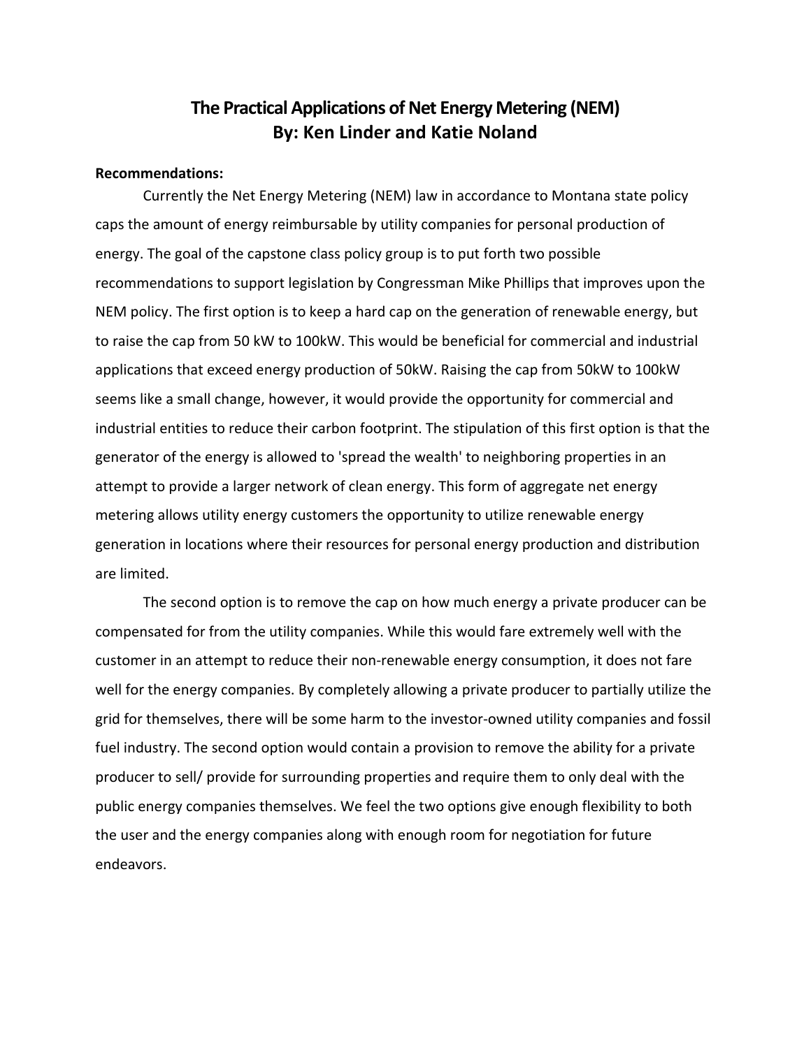# The Practical Applications of Net Energy Metering (NEM)
# By: Ken Linder and Katie Noland

**Recommendations:**

Currently the Net Energy Metering (NEM) law in accordance to Montana state policy caps the amount of energy reimbursable by utility companies for personal production of energy. The goal of the capstone class policy group is to put forth two possible recommendations to support legislation by Congressman Mike Phillips that improves upon the NEM policy. The first option is to keep a hard cap on the generation of renewable energy, but to raise the cap from 50 kW to 100kW. This would be beneficial for commercial and industrial applications that exceed energy production of 50kW. Raising the cap from 50kW to 100kW seems like a small change, however, it would provide the opportunity for commercial and industrial entities to reduce their carbon footprint. The stipulation of this first option is that the generator of the energy is allowed to 'spread the wealth' to neighboring properties in an attempt to provide a larger network of clean energy. This form of aggregate net energy metering allows utility energy customers the opportunity to utilize renewable energy generation in locations where their resources for personal energy production and distribution are limited.

The second option is to remove the cap on how much energy a private producer can be compensated for from the utility companies. While this would fare extremely well with the customer in an attempt to reduce their non-renewable energy consumption, it does not fare well for the energy companies. By completely allowing a private producer to partially utilize the grid for themselves, there will be some harm to the investor-owned utility companies and fossil fuel industry. The second option would contain a provision to remove the ability for a private producer to sell/ provide for surrounding properties and require them to only deal with the public energy companies themselves. We feel the two options give enough flexibility to both the user and the energy companies along with enough room for negotiation for future endeavors.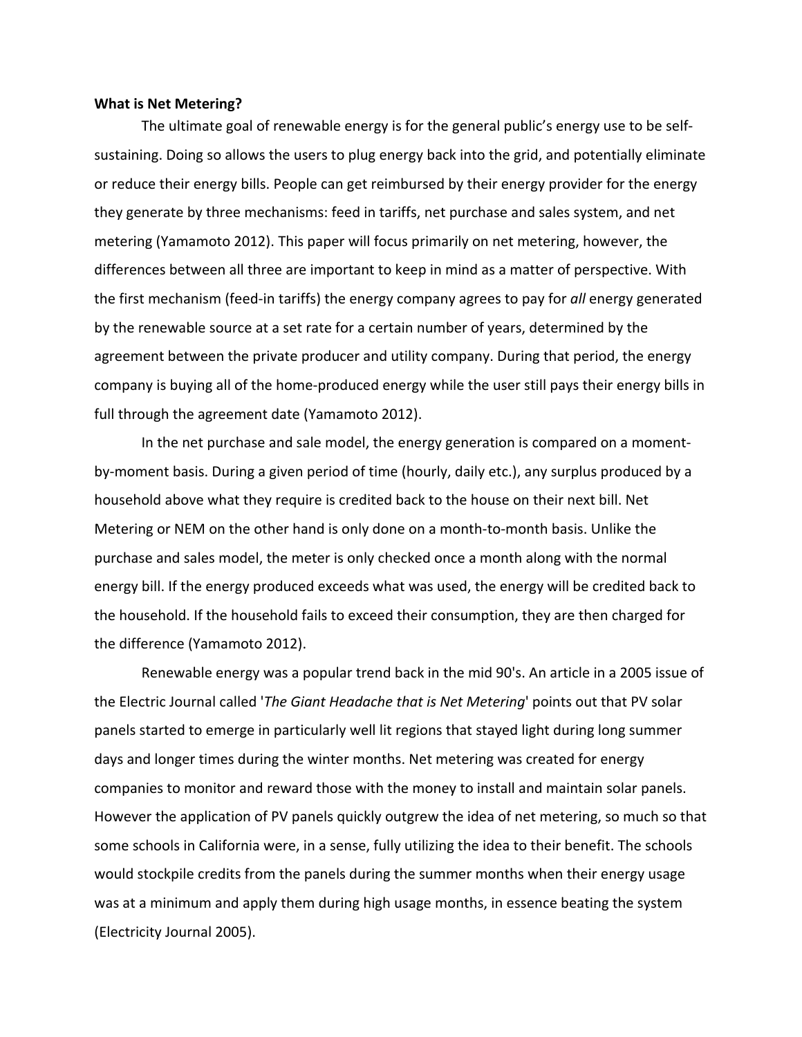**What is Net Metering?**

The ultimate goal of renewable energy is for the general public's energy use to be self-sustaining. Doing so allows the users to plug energy back into the grid, and potentially eliminate or reduce their energy bills. People can get reimbursed by their energy provider for the energy they generate by three mechanisms: feed in tariffs, net purchase and sales system, and net metering (Yamamoto 2012). This paper will focus primarily on net metering, however, the differences between all three are important to keep in mind as a matter of perspective. With the first mechanism (feed-in tariffs) the energy company agrees to pay for *all* energy generated by the renewable source at a set rate for a certain number of years, determined by the agreement between the private producer and utility company. During that period, the energy company is buying all of the home-produced energy while the user still pays their energy bills in full through the agreement date (Yamamoto 2012).

In the net purchase and sale model, the energy generation is compared on a moment-by-moment basis. During a given period of time (hourly, daily etc.), any surplus produced by a household above what they require is credited back to the house on their next bill. Net Metering or NEM on the other hand is only done on a month-to-month basis. Unlike the purchase and sales model, the meter is only checked once a month along with the normal energy bill. If the energy produced exceeds what was used, the energy will be credited back to the household. If the household fails to exceed their consumption, they are then charged for the difference (Yamamoto 2012).

Renewable energy was a popular trend back in the mid 90's. An article in a 2005 issue of the Electric Journal called '*The Giant Headache that is Net Metering*' points out that PV solar panels started to emerge in particularly well lit regions that stayed light during long summer days and longer times during the winter months. Net metering was created for energy companies to monitor and reward those with the money to install and maintain solar panels. However the application of PV panels quickly outgrew the idea of net metering, so much so that some schools in California were, in a sense, fully utilizing the idea to their benefit. The schools would stockpile credits from the panels during the summer months when their energy usage was at a minimum and apply them during high usage months, in essence beating the system (Electricity Journal 2005).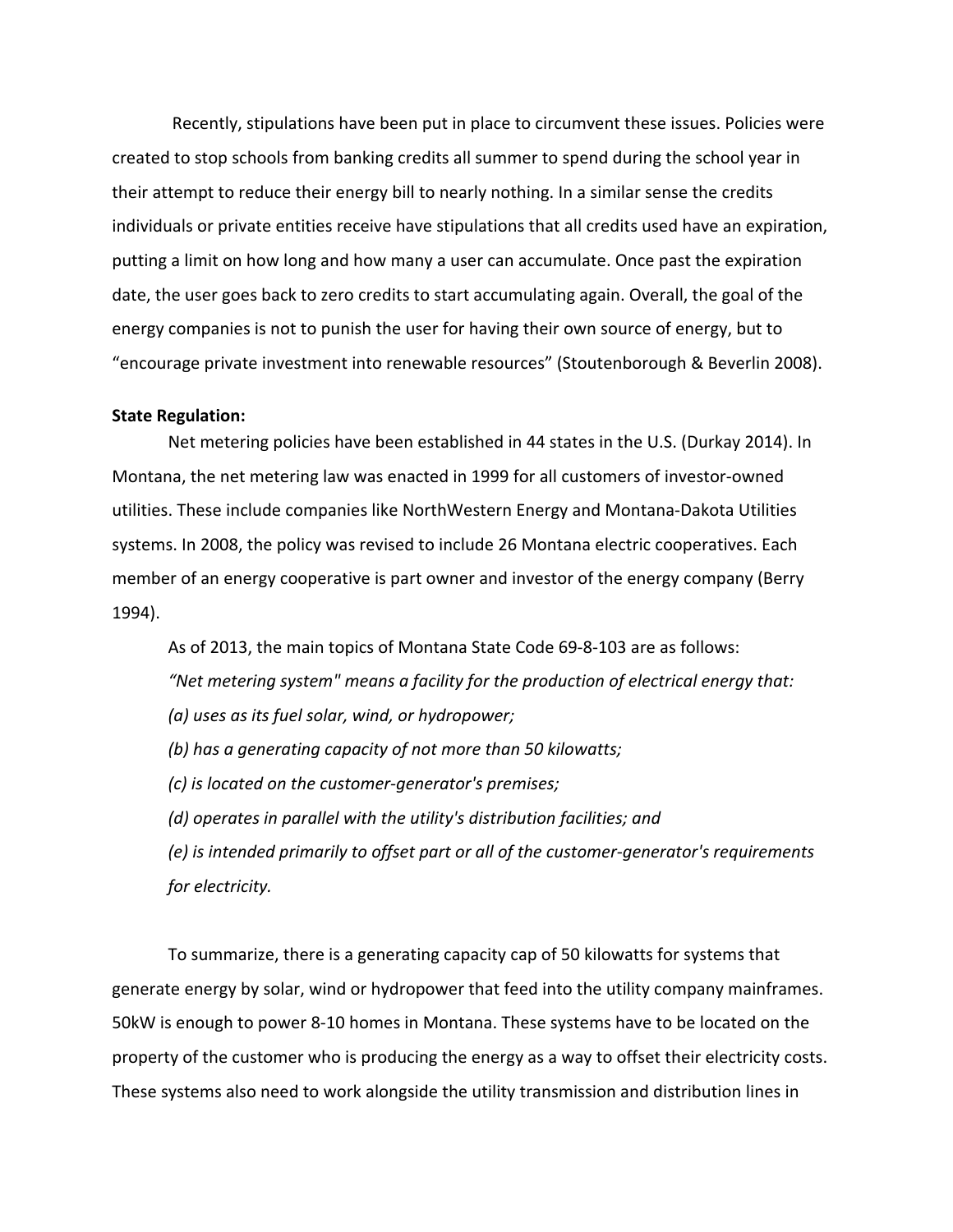Recently, stipulations have been put in place to circumvent these issues. Policies were created to stop schools from banking credits all summer to spend during the school year in their attempt to reduce their energy bill to nearly nothing. In a similar sense the credits individuals or private entities receive have stipulations that all credits used have an expiration, putting a limit on how long and how many a user can accumulate. Once past the expiration date, the user goes back to zero credits to start accumulating again. Overall, the goal of the energy companies is not to punish the user for having their own source of energy, but to "encourage private investment into renewable resources" (Stoutenborough & Beverlin 2008).

**State Regulation:**

Net metering policies have been established in 44 states in the U.S. (Durkay 2014). In Montana, the net metering law was enacted in 1999 for all customers of investor-owned utilities. These include companies like NorthWestern Energy and Montana-Dakota Utilities systems. In 2008, the policy was revised to include 26 Montana electric cooperatives. Each member of an energy cooperative is part owner and investor of the energy company (Berry 1994).

As of 2013, the main topics of Montana State Code 69-8-103 are as follows:

*"Net metering system" means a facility for the production of electrical energy that:*

*(a) uses as its fuel solar, wind, or hydropower;*

*(b) has a generating capacity of not more than 50 kilowatts;*

*(c) is located on the customer-generator's premises;*

*(d) operates in parallel with the utility's distribution facilities; and*

*(e) is intended primarily to offset part or all of the customer-generator's requirements for electricity.*

To summarize, there is a generating capacity cap of 50 kilowatts for systems that generate energy by solar, wind or hydropower that feed into the utility company mainframes. 50kW is enough to power 8-10 homes in Montana. These systems have to be located on the property of the customer who is producing the energy as a way to offset their electricity costs. These systems also need to work alongside the utility transmission and distribution lines in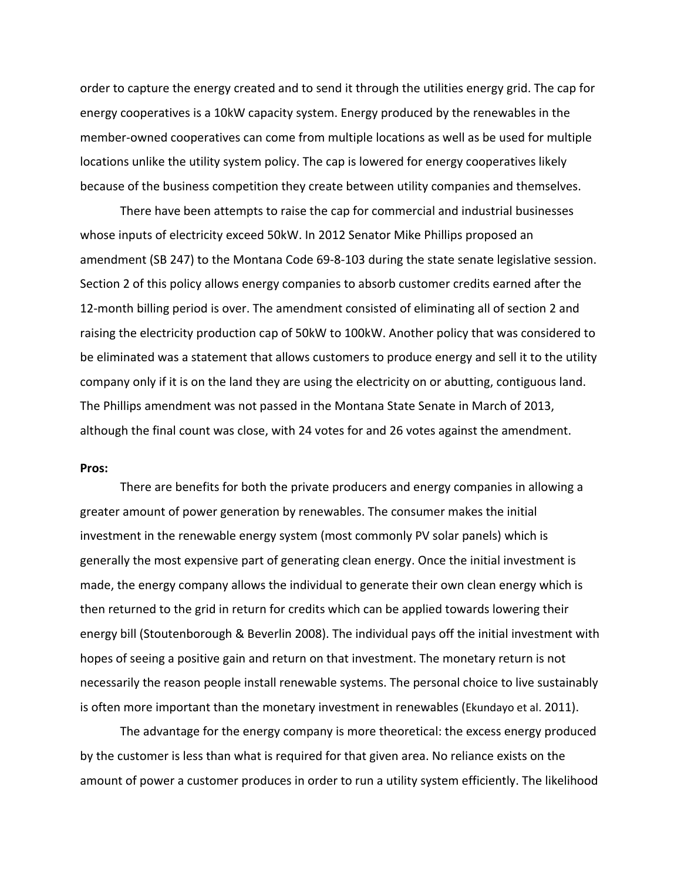order to capture the energy created and to send it through the utilities energy grid. The cap for energy cooperatives is a 10kW capacity system. Energy produced by the renewables in the member-owned cooperatives can come from multiple locations as well as be used for multiple locations unlike the utility system policy. The cap is lowered for energy cooperatives likely because of the business competition they create between utility companies and themselves.

There have been attempts to raise the cap for commercial and industrial businesses whose inputs of electricity exceed 50kW. In 2012 Senator Mike Phillips proposed an amendment (SB 247) to the Montana Code 69-8-103 during the state senate legislative session. Section 2 of this policy allows energy companies to absorb customer credits earned after the 12-month billing period is over. The amendment consisted of eliminating all of section 2 and raising the electricity production cap of 50kW to 100kW. Another policy that was considered to be eliminated was a statement that allows customers to produce energy and sell it to the utility company only if it is on the land they are using the electricity on or abutting, contiguous land. The Phillips amendment was not passed in the Montana State Senate in March of 2013, although the final count was close, with 24 votes for and 26 votes against the amendment.

**Pros:**

There are benefits for both the private producers and energy companies in allowing a greater amount of power generation by renewables. The consumer makes the initial investment in the renewable energy system (most commonly PV solar panels) which is generally the most expensive part of generating clean energy. Once the initial investment is made, the energy company allows the individual to generate their own clean energy which is then returned to the grid in return for credits which can be applied towards lowering their energy bill (Stoutenborough & Beverlin 2008). The individual pays off the initial investment with hopes of seeing a positive gain and return on that investment. The monetary return is not necessarily the reason people install renewable systems. The personal choice to live sustainably is often more important than the monetary investment in renewables (Ekundayo et al. 2011).

The advantage for the energy company is more theoretical: the excess energy produced by the customer is less than what is required for that given area. No reliance exists on the amount of power a customer produces in order to run a utility system efficiently. The likelihood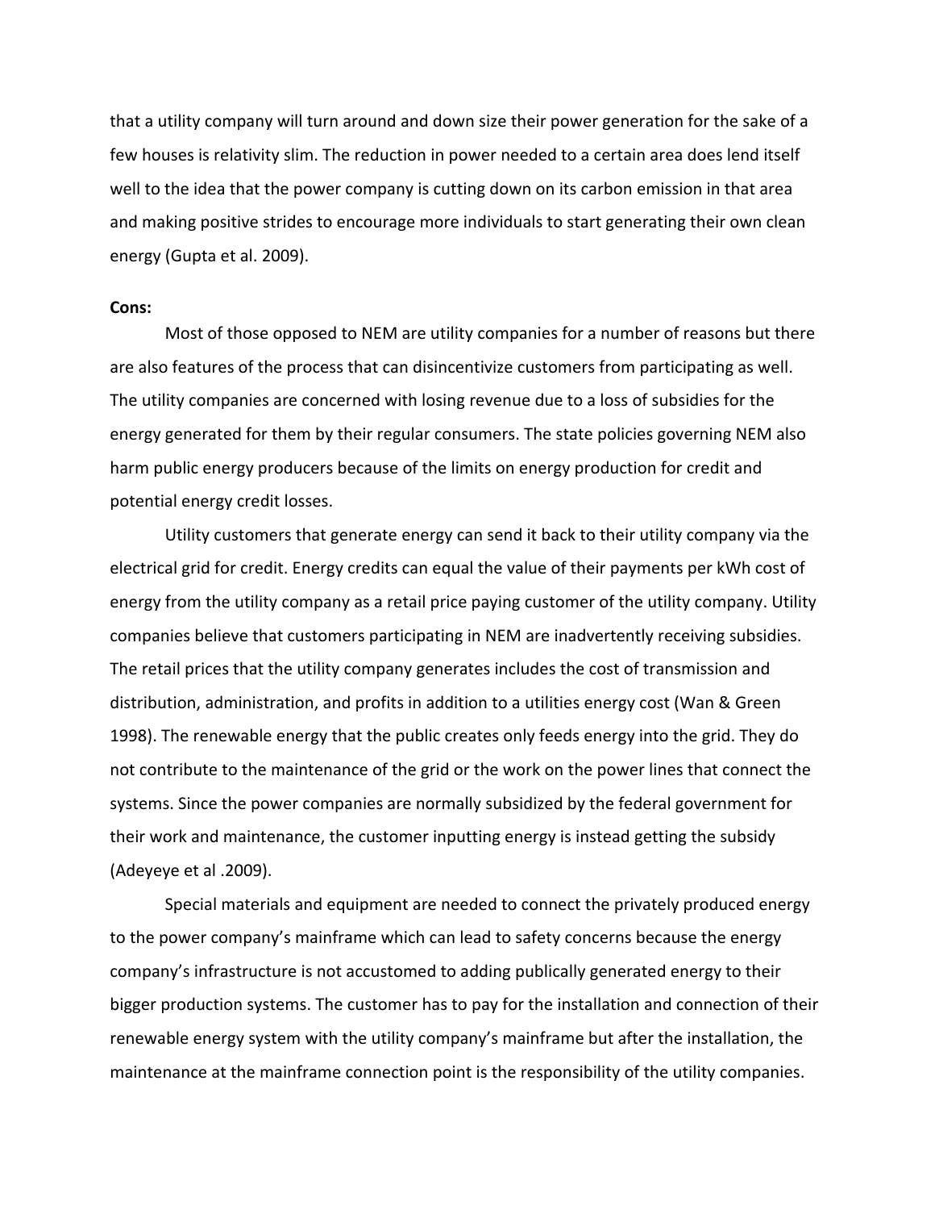that a utility company will turn around and down size their power generation for the sake of a few houses is relativity slim. The reduction in power needed to a certain area does lend itself well to the idea that the power company is cutting down on its carbon emission in that area and making positive strides to encourage more individuals to start generating their own clean energy (Gupta et al. 2009).

**Cons:**

Most of those opposed to NEM are utility companies for a number of reasons but there are also features of the process that can disincentivize customers from participating as well. The utility companies are concerned with losing revenue due to a loss of subsidies for the energy generated for them by their regular consumers. The state policies governing NEM also harm public energy producers because of the limits on energy production for credit and potential energy credit losses.

Utility customers that generate energy can send it back to their utility company via the electrical grid for credit. Energy credits can equal the value of their payments per kWh cost of energy from the utility company as a retail price paying customer of the utility company. Utility companies believe that customers participating in NEM are inadvertently receiving subsidies. The retail prices that the utility company generates includes the cost of transmission and distribution, administration, and profits in addition to a utilities energy cost (Wan & Green 1998). The renewable energy that the public creates only feeds energy into the grid. They do not contribute to the maintenance of the grid or the work on the power lines that connect the systems. Since the power companies are normally subsidized by the federal government for their work and maintenance, the customer inputting energy is instead getting the subsidy (Adeyeye et al .2009).

Special materials and equipment are needed to connect the privately produced energy to the power company's mainframe which can lead to safety concerns because the energy company's infrastructure is not accustomed to adding publically generated energy to their bigger production systems. The customer has to pay for the installation and connection of their renewable energy system with the utility company's mainframe but after the installation, the maintenance at the mainframe connection point is the responsibility of the utility companies.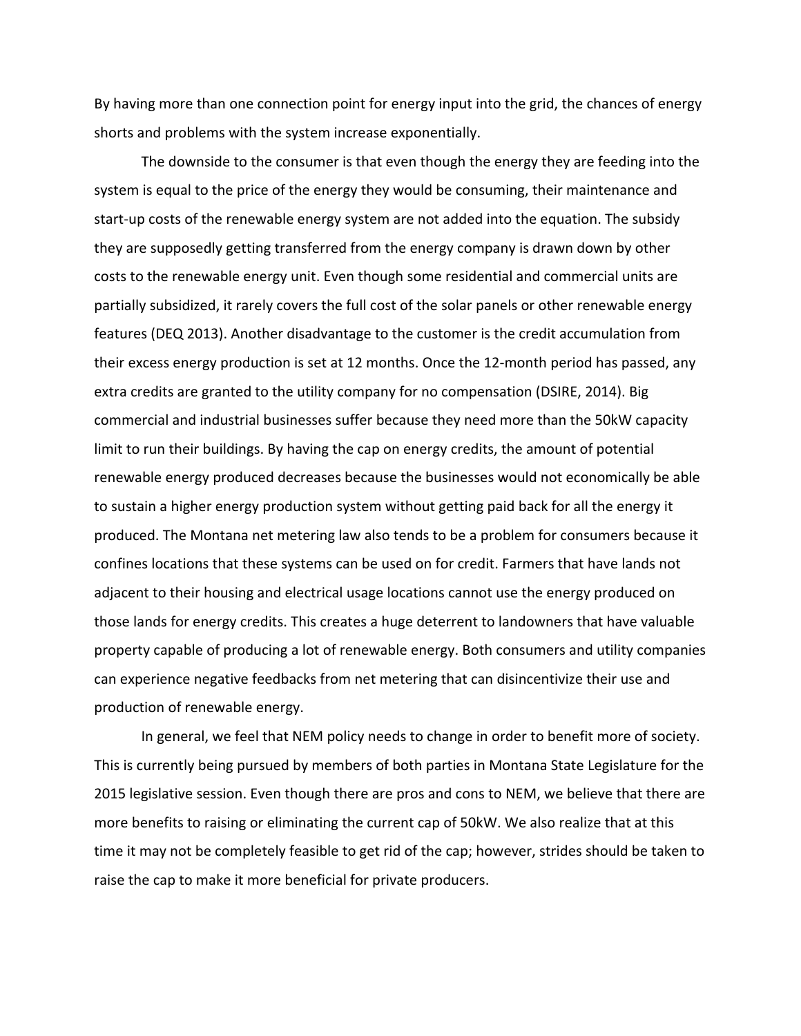By having more than one connection point for energy input into the grid, the chances of energy shorts and problems with the system increase exponentially.

The downside to the consumer is that even though the energy they are feeding into the system is equal to the price of the energy they would be consuming, their maintenance and start-up costs of the renewable energy system are not added into the equation. The subsidy they are supposedly getting transferred from the energy company is drawn down by other costs to the renewable energy unit. Even though some residential and commercial units are partially subsidized, it rarely covers the full cost of the solar panels or other renewable energy features (DEQ 2013). Another disadvantage to the customer is the credit accumulation from their excess energy production is set at 12 months. Once the 12-month period has passed, any extra credits are granted to the utility company for no compensation (DSIRE, 2014). Big commercial and industrial businesses suffer because they need more than the 50kW capacity limit to run their buildings. By having the cap on energy credits, the amount of potential renewable energy produced decreases because the businesses would not economically be able to sustain a higher energy production system without getting paid back for all the energy it produced. The Montana net metering law also tends to be a problem for consumers because it confines locations that these systems can be used on for credit. Farmers that have lands not adjacent to their housing and electrical usage locations cannot use the energy produced on those lands for energy credits. This creates a huge deterrent to landowners that have valuable property capable of producing a lot of renewable energy. Both consumers and utility companies can experience negative feedbacks from net metering that can disincentivize their use and production of renewable energy.

In general, we feel that NEM policy needs to change in order to benefit more of society. This is currently being pursued by members of both parties in Montana State Legislature for the 2015 legislative session. Even though there are pros and cons to NEM, we believe that there are more benefits to raising or eliminating the current cap of 50kW. We also realize that at this time it may not be completely feasible to get rid of the cap; however, strides should be taken to raise the cap to make it more beneficial for private producers.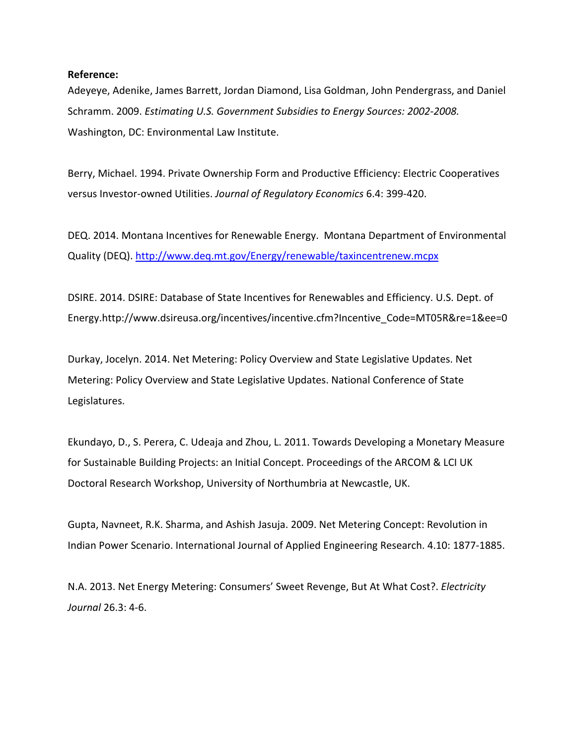**Reference:**

Adeyeye, Adenike, James Barrett, Jordan Diamond, Lisa Goldman, John Pendergrass, and Daniel Schramm. 2009. *Estimating U.S. Government Subsidies to Energy Sources: 2002-2008.* Washington, DC: Environmental Law Institute.

Berry, Michael. 1994. Private Ownership Form and Productive Efficiency: Electric Cooperatives versus Investor-owned Utilities. *Journal of Regulatory Economics* 6.4: 399-420.

DEQ. 2014. Montana Incentives for Renewable Energy. Montana Department of Environmental Quality (DEQ). http://www.deq.mt.gov/Energy/renewable/taxincentrenew.mcpx

DSIRE. 2014. DSIRE: Database of State Incentives for Renewables and Efficiency. U.S. Dept. of Energy.http://www.dsireusa.org/incentives/incentive.cfm?Incentive_Code=MT05R&re=1&ee=0

Durkay, Jocelyn. 2014. Net Metering: Policy Overview and State Legislative Updates. Net Metering: Policy Overview and State Legislative Updates. National Conference of State Legislatures.

Ekundayo, D., S. Perera, C. Udeaja and Zhou, L. 2011. Towards Developing a Monetary Measure for Sustainable Building Projects: an Initial Concept. Proceedings of the ARCOM & LCI UK Doctoral Research Workshop, University of Northumbria at Newcastle, UK.

Gupta, Navneet, R.K. Sharma, and Ashish Jasuja. 2009. Net Metering Concept: Revolution in Indian Power Scenario. International Journal of Applied Engineering Research. 4.10: 1877-1885.

N.A. 2013. Net Energy Metering: Consumers' Sweet Revenge, But At What Cost?. *Electricity Journal* 26.3: 4-6.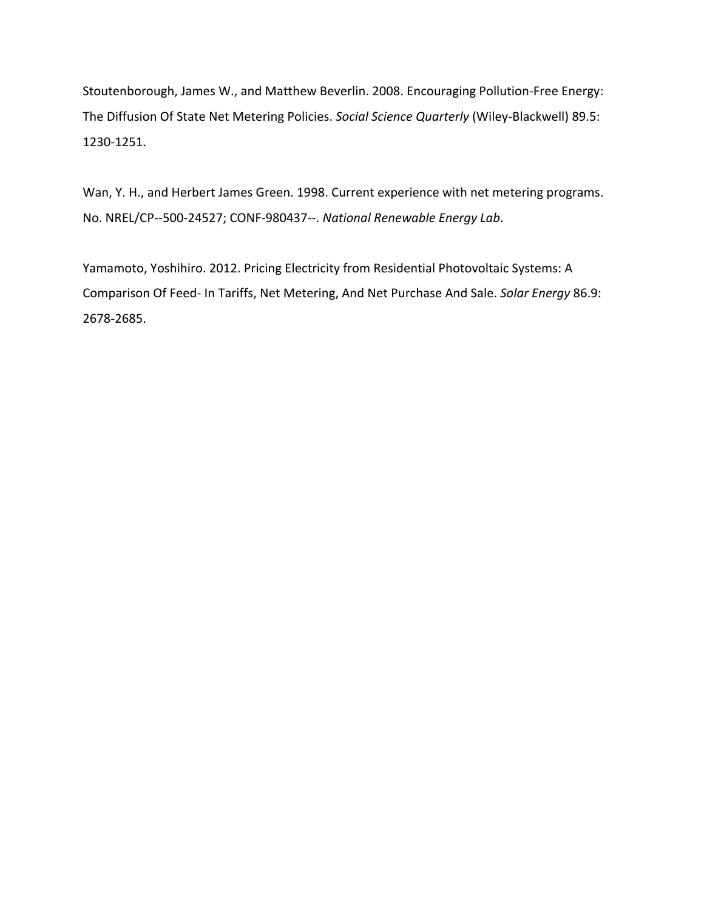Stoutenborough, James W., and Matthew Beverlin. 2008. Encouraging Pollution-Free Energy: The Diffusion Of State Net Metering Policies. *Social Science Quarterly* (Wiley-Blackwell) 89.5: 1230-1251.

Wan, Y. H., and Herbert James Green. 1998. Current experience with net metering programs. No. NREL/CP--500-24527; CONF-980437--. *National Renewable Energy Lab*.

Yamamoto, Yoshihiro. 2012. Pricing Electricity from Residential Photovoltaic Systems: A Comparison Of Feed- In Tariffs, Net Metering, And Net Purchase And Sale. *Solar Energy* 86.9: 2678-2685.